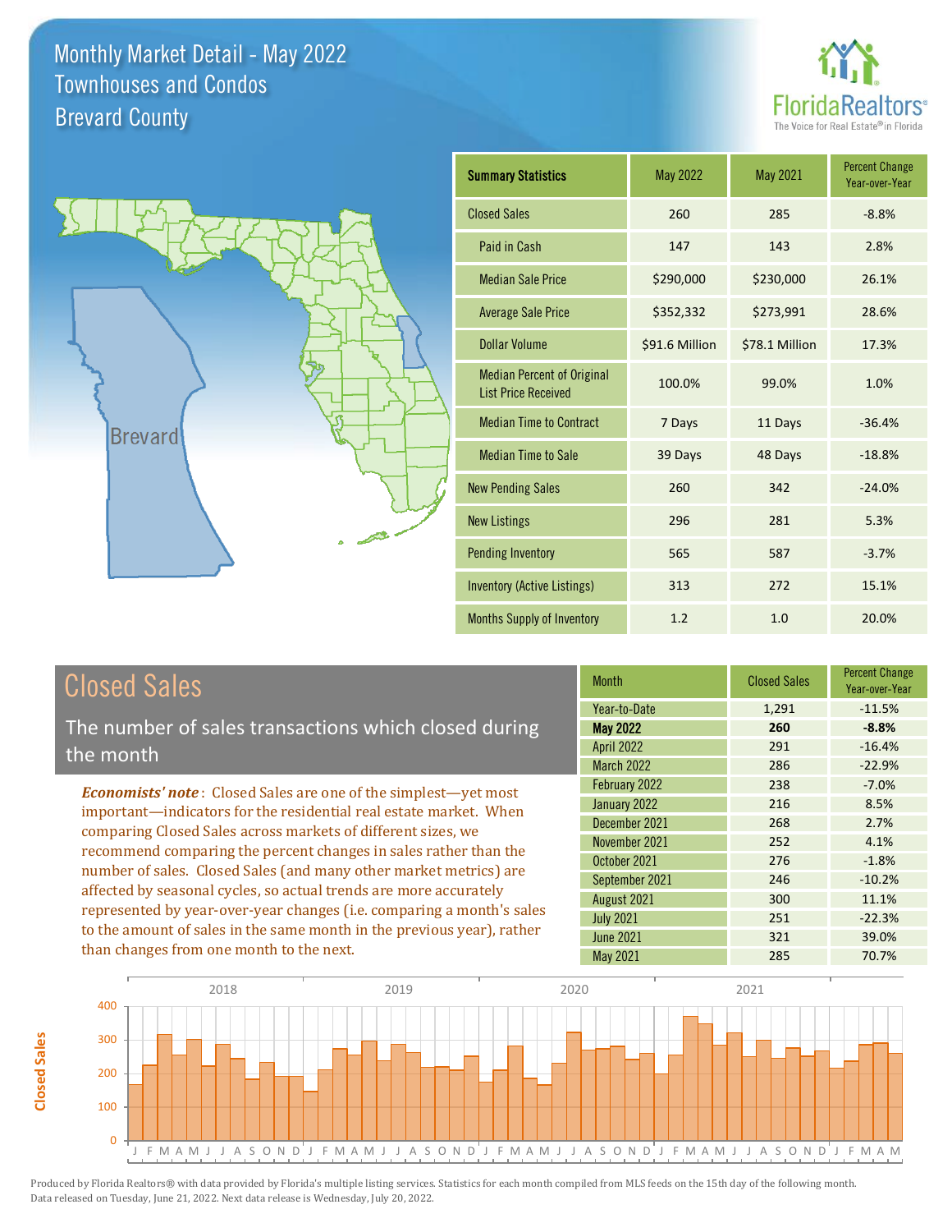# Monthly Market Detail - May 2022
## Townhouses and Condos
## Brevard County

FloridaRealtors® The Voice for Real Estate® in Florida

| Summary Statistics | May 2022 | May 2021 | Percent Change Year-over-Year |
|---|---|---|---|
| Closed Sales | 260 | 285 | -8.8% |
| Paid in Cash | 147 | 143 | 2.8% |
| Median Sale Price | $290,000 | $230,000 | 26.1% |
| Average Sale Price | $352,332 | $273,991 | 28.6% |
| Dollar Volume | $91.6 Million | $78.1 Million | 17.3% |
| Median Percent of Original List Price Received | 100.0% | 99.0% | 1.0% |
| Median Time to Contract | 7 Days | 11 Days | -36.4% |
| Median Time to Sale | 39 Days | 48 Days | -18.8% |
| New Pending Sales | 260 | 342 | -24.0% |
| New Listings | 296 | 281 | 5.3% |
| Pending Inventory | 565 | 587 | -3.7% |
| Inventory (Active Listings) | 313 | 272 | 15.1% |
| Months Supply of Inventory | 1.2 | 1.0 | 20.0% |

## Closed Sales

The number of sales transactions which closed during the month

***Economists' note***: Closed Sales are one of the simplest—yet most important—indicators for the residential real estate market. When comparing Closed Sales across markets of different sizes, we recommend comparing the percent changes in sales rather than the number of sales. Closed Sales (and many other market metrics) are affected by seasonal cycles, so actual trends are more accurately represented by year-over-year changes (i.e. comparing a month's sales to the amount of sales in the same month in the previous year), rather than changes from one month to the next.

| Month | Closed Sales | Percent Change Year-over-Year |
|---|---|---|
| Year-to-Date | 1,291 | -11.5% |
| **May 2022** | **260** | **-8.8%** |
| April 2022 | 291 | -16.4% |
| March 2022 | 286 | -22.9% |
| February 2022 | 238 | -7.0% |
| January 2022 | 216 | 8.5% |
| December 2021 | 268 | 2.7% |
| November 2021 | 252 | 4.1% |
| October 2021 | 276 | -1.8% |
| September 2021 | 246 | -10.2% |
| August 2021 | 300 | 11.1% |
| July 2021 | 251 | -22.3% |
| June 2021 | 321 | 39.0% |
| May 2021 | 285 | 70.7% |

Produced by Florida Realtors® with data provided by Florida's multiple listing services. Statistics for each month compiled from MLS feeds on the 15th day of the following month. Data released on Tuesday, June 21, 2022. Next data release is Wednesday, July 20, 2022.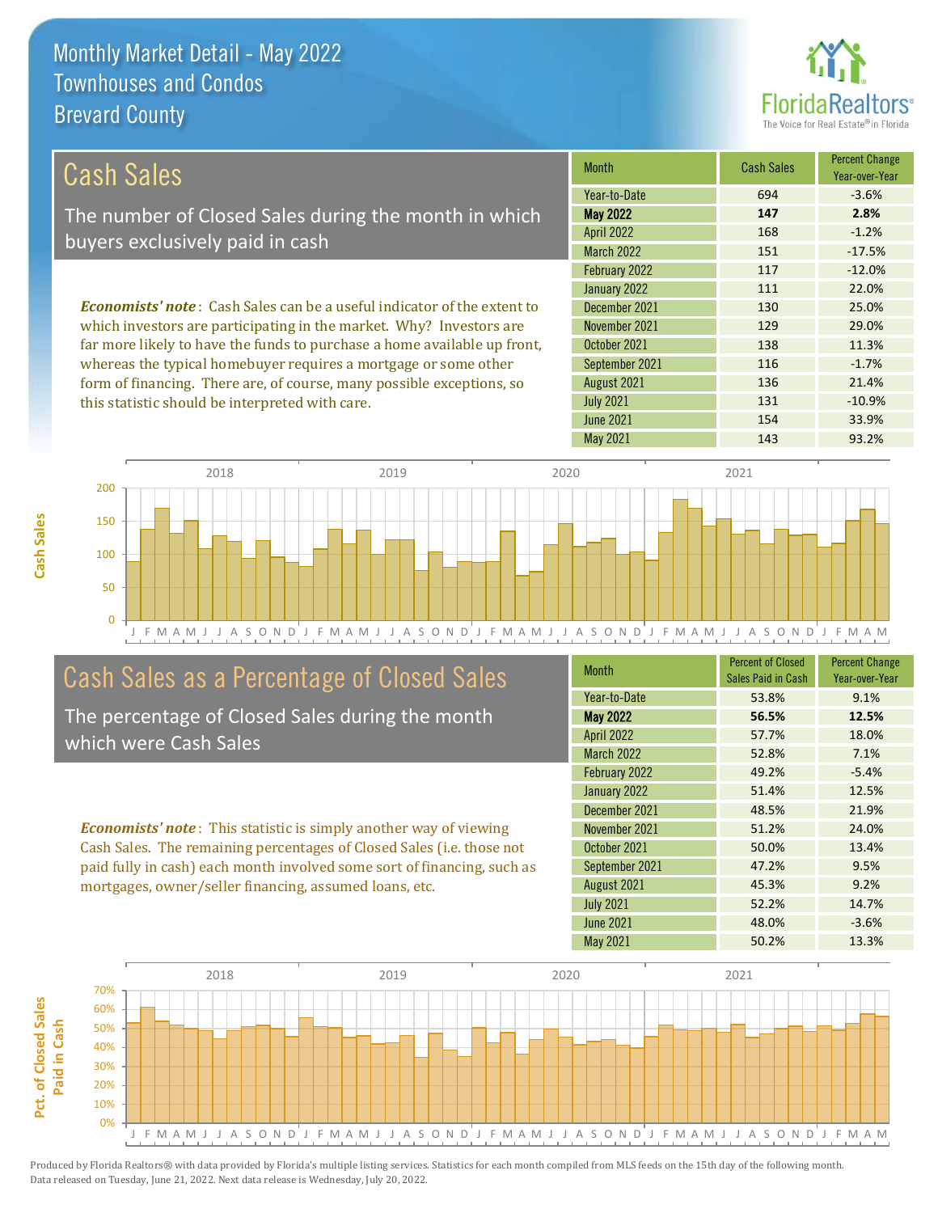Monthly Market Detail - May 2022
Townhouses and Condos
Brevard County

## Cash Sales

The number of Closed Sales during the month in which buyers exclusively paid in cash

*Economists' note*: Cash Sales can be a useful indicator of the extent to which investors are participating in the market. Why? Investors are far more likely to have the funds to purchase a home available up front, whereas the typical homebuyer requires a mortgage or some other form of financing. There are, of course, many possible exceptions, so this statistic should be interpreted with care.

| Month | Cash Sales | Percent Change Year-over-Year |
|---|---|---|
| Year-to-Date | 694 | -3.6% |
| **May 2022** | **147** | **2.8%** |
| April 2022 | 168 | -1.2% |
| March 2022 | 151 | -17.5% |
| February 2022 | 117 | -12.0% |
| January 2022 | 111 | 22.0% |
| December 2021 | 130 | 25.0% |
| November 2021 | 129 | 29.0% |
| October 2021 | 138 | 11.3% |
| September 2021 | 116 | -1.7% |
| August 2021 | 136 | 21.4% |
| July 2021 | 131 | -10.9% |
| June 2021 | 154 | 33.9% |
| May 2021 | 143 | 93.2% |

## Cash Sales as a Percentage of Closed Sales

The percentage of Closed Sales during the month which were Cash Sales

*Economists' note*: This statistic is simply another way of viewing Cash Sales. The remaining percentages of Closed Sales (i.e. those not paid fully in cash) each month involved some sort of financing, such as mortgages, owner/seller financing, assumed loans, etc.

| Month | Percent of Closed Sales Paid in Cash | Percent Change Year-over-Year |
|---|---|---|
| Year-to-Date | 53.8% | 9.1% |
| **May 2022** | **56.5%** | **12.5%** |
| April 2022 | 57.7% | 18.0% |
| March 2022 | 52.8% | 7.1% |
| February 2022 | 49.2% | -5.4% |
| January 2022 | 51.4% | 12.5% |
| December 2021 | 48.5% | 21.9% |
| November 2021 | 51.2% | 24.0% |
| October 2021 | 50.0% | 13.4% |
| September 2021 | 47.2% | 9.5% |
| August 2021 | 45.3% | 9.2% |
| July 2021 | 52.2% | 14.7% |
| June 2021 | 48.0% | -3.6% |
| May 2021 | 50.2% | 13.3% |

Produced by Florida Realtors® with data provided by Florida's multiple listing services. Statistics for each month compiled from MLS feeds on the 15th day of the following month. Data released on Tuesday, June 21, 2022. Next data release is Wednesday, July 20, 2022.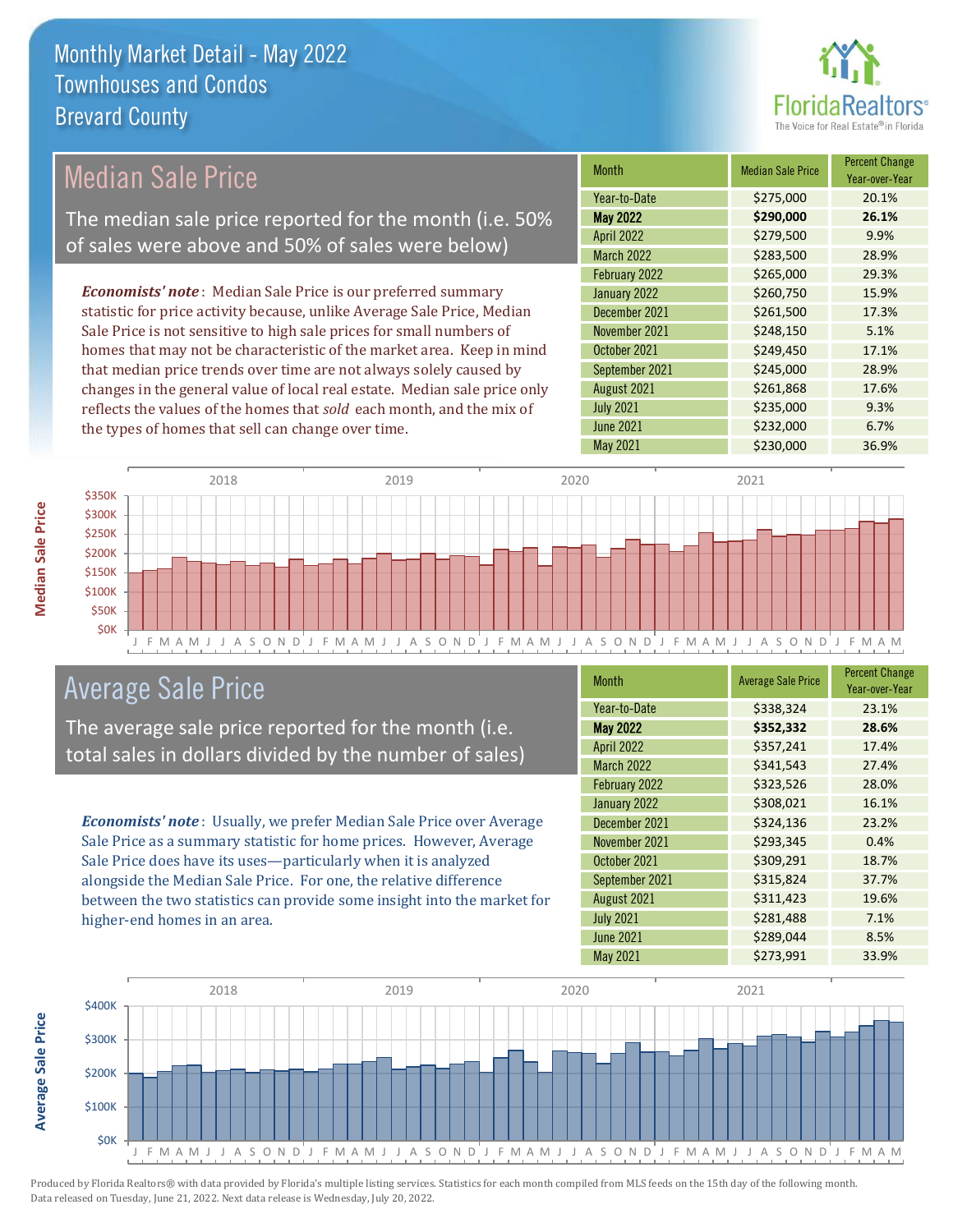# Monthly Market Detail - May 2022
## Townhouses and Condos
## Brevard County

## Median Sale Price

The median sale price reported for the month (i.e. 50% of sales were above and 50% of sales were below)

*Economists' note*: Median Sale Price is our preferred summary statistic for price activity because, unlike Average Sale Price, Median Sale Price is not sensitive to high sale prices for small numbers of homes that may not be characteristic of the market area. Keep in mind that median price trends over time are not always solely caused by changes in the general value of local real estate. Median sale price only reflects the values of the homes that *sold* each month, and the mix of the types of homes that sell can change over time.

| Month | Median Sale Price | Percent Change Year-over-Year |
|---|---|---|
| Year-to-Date | $275,000 | 20.1% |
| **May 2022** | **$290,000** | **26.1%** |
| April 2022 | $279,500 | 9.9% |
| March 2022 | $283,500 | 28.9% |
| February 2022 | $265,000 | 29.3% |
| January 2022 | $260,750 | 15.9% |
| December 2021 | $261,500 | 17.3% |
| November 2021 | $248,150 | 5.1% |
| October 2021 | $249,450 | 17.1% |
| September 2021 | $245,000 | 28.9% |
| August 2021 | $261,868 | 17.6% |
| July 2021 | $235,000 | 9.3% |
| June 2021 | $232,000 | 6.7% |
| May 2021 | $230,000 | 36.9% |

## Average Sale Price

The average sale price reported for the month (i.e. total sales in dollars divided by the number of sales)

*Economists' note*: Usually, we prefer Median Sale Price over Average Sale Price as a summary statistic for home prices. However, Average Sale Price does have its uses—particularly when it is analyzed alongside the Median Sale Price. For one, the relative difference between the two statistics can provide some insight into the market for higher-end homes in an area.

| Month | Average Sale Price | Percent Change Year-over-Year |
|---|---|---|
| Year-to-Date | $338,324 | 23.1% |
| **May 2022** | **$352,332** | **28.6%** |
| April 2022 | $357,241 | 17.4% |
| March 2022 | $341,543 | 27.4% |
| February 2022 | $323,526 | 28.0% |
| January 2022 | $308,021 | 16.1% |
| December 2021 | $324,136 | 23.2% |
| November 2021 | $293,345 | 0.4% |
| October 2021 | $309,291 | 18.7% |
| September 2021 | $315,824 | 37.7% |
| August 2021 | $311,423 | 19.6% |
| July 2021 | $281,488 | 7.1% |
| June 2021 | $289,044 | 8.5% |
| May 2021 | $273,991 | 33.9% |

Produced by Florida Realtors® with data provided by Florida's multiple listing services. Statistics for each month compiled from MLS feeds on the 15th day of the following month. Data released on Tuesday, June 21, 2022. Next data release is Wednesday, July 20, 2022.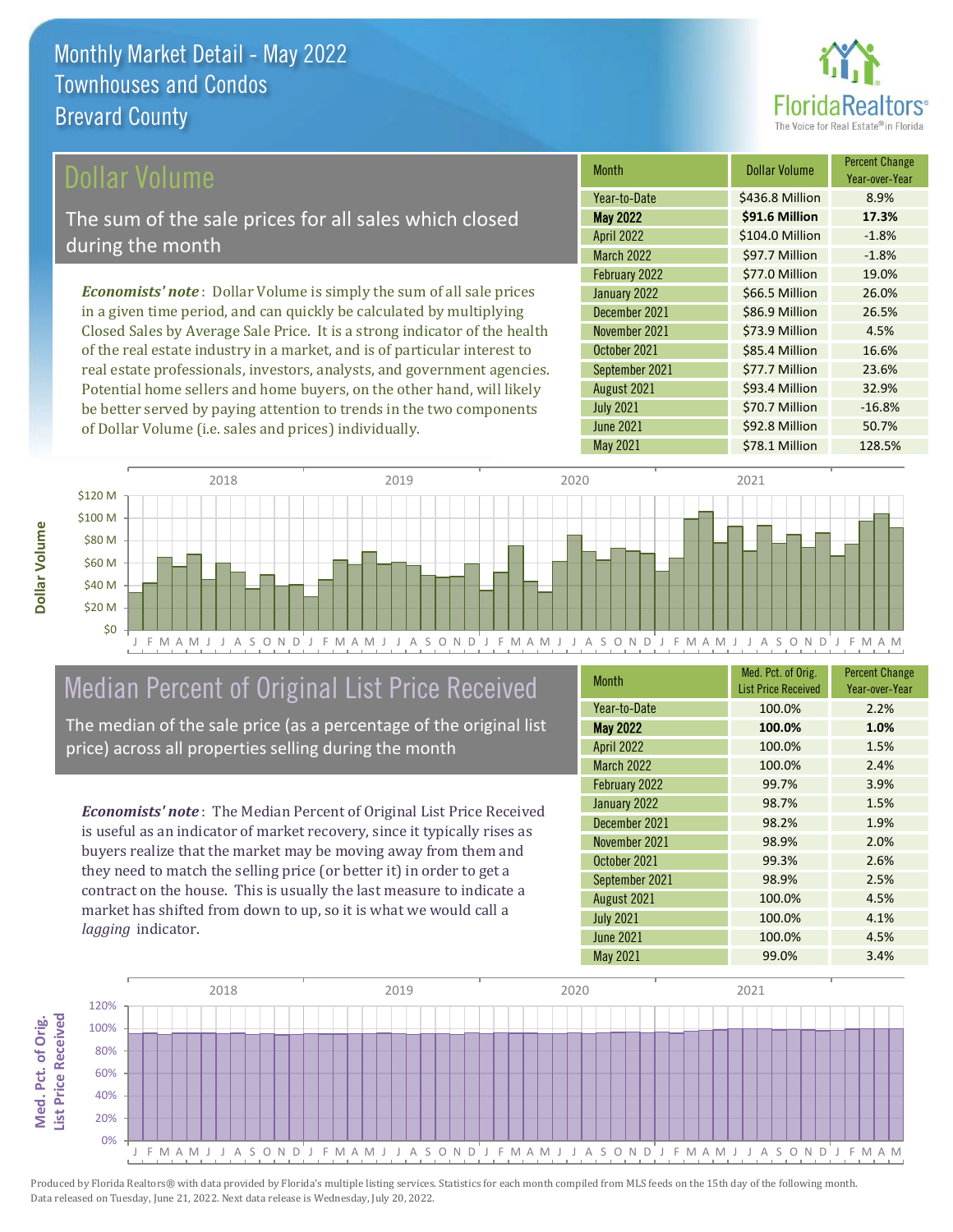# Monthly Market Detail - May 2022
## Townhouses and Condos
## Brevard County

## Dollar Volume

The sum of the sale prices for all sales which closed during the month

*Economists' note*: Dollar Volume is simply the sum of all sale prices in a given time period, and can quickly be calculated by multiplying Closed Sales by Average Sale Price. It is a strong indicator of the health of the real estate industry in a market, and is of particular interest to real estate professionals, investors, analysts, and government agencies. Potential home sellers and home buyers, on the other hand, will likely be better served by paying attention to trends in the two components of Dollar Volume (i.e. sales and prices) individually.

| Month | Dollar Volume | Percent Change Year-over-Year |
|---|---|---|
| Year-to-Date | $436.8 Million | 8.9% |
| **May 2022** | **$91.6 Million** | **17.3%** |
| April 2022 | $104.0 Million | -1.8% |
| March 2022 | $97.7 Million | -1.8% |
| February 2022 | $77.0 Million | 19.0% |
| January 2022 | $66.5 Million | 26.0% |
| December 2021 | $86.9 Million | 26.5% |
| November 2021 | $73.9 Million | 4.5% |
| October 2021 | $85.4 Million | 16.6% |
| September 2021 | $77.7 Million | 23.6% |
| August 2021 | $93.4 Million | 32.9% |
| July 2021 | $70.7 Million | -16.8% |
| June 2021 | $92.8 Million | 50.7% |
| May 2021 | $78.1 Million | 128.5% |

## Median Percent of Original List Price Received

The median of the sale price (as a percentage of the original list price) across all properties selling during the month

*Economists' note*: The Median Percent of Original List Price Received is useful as an indicator of market recovery, since it typically rises as buyers realize that the market may be moving away from them and they need to match the selling price (or better it) in order to get a contract on the house. This is usually the last measure to indicate a market has shifted from down to up, so it is what we would call a *lagging* indicator.

| Month | Med. Pct. of Orig. List Price Received | Percent Change Year-over-Year |
|---|---|---|
| Year-to-Date | 100.0% | 2.2% |
| **May 2022** | **100.0%** | **1.0%** |
| April 2022 | 100.0% | 1.5% |
| March 2022 | 100.0% | 2.4% |
| February 2022 | 99.7% | 3.9% |
| January 2022 | 98.7% | 1.5% |
| December 2021 | 98.2% | 1.9% |
| November 2021 | 98.9% | 2.0% |
| October 2021 | 99.3% | 2.6% |
| September 2021 | 98.9% | 2.5% |
| August 2021 | 100.0% | 4.5% |
| July 2021 | 100.0% | 4.1% |
| June 2021 | 100.0% | 4.5% |
| May 2021 | 99.0% | 3.4% |

Produced by Florida Realtors® with data provided by Florida's multiple listing services. Statistics for each month compiled from MLS feeds on the 15th day of the following month. Data released on Tuesday, June 21, 2022. Next data release is Wednesday, July 20, 2022.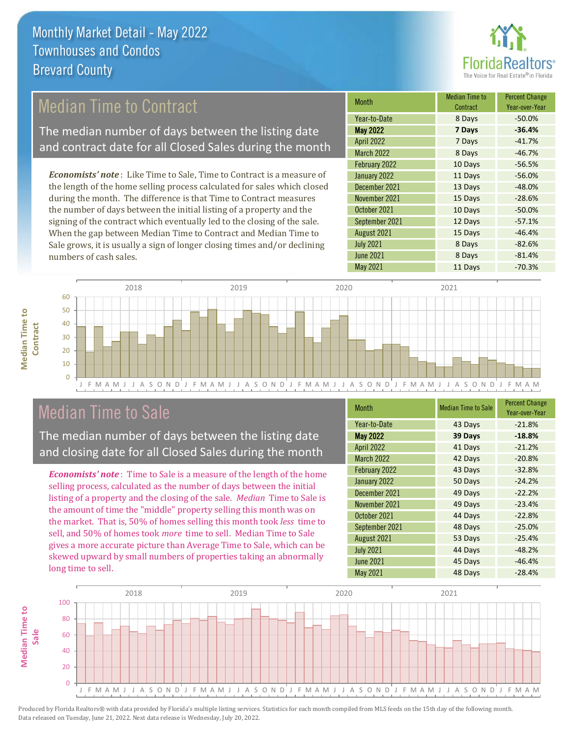# Monthly Market Detail - May 2022
## Townhouses and Condos
## Brevard County

## Median Time to Contract

The median number of days between the listing date and contract date for all Closed Sales during the month

*Economists' note*: Like Time to Sale, Time to Contract is a measure of the length of the home selling process calculated for sales which closed during the month. The difference is that Time to Contract measures the number of days between the initial listing of a property and the signing of the contract which eventually led to the closing of the sale. When the gap between Median Time to Contract and Median Time to Sale grows, it is usually a sign of longer closing times and/or declining numbers of cash sales.

| Month | Median Time to Contract | Percent Change Year-over-Year |
|---|---|---|
| Year-to-Date | 8 Days | -50.0% |
| **May 2022** | **7 Days** | **-36.4%** |
| April 2022 | 7 Days | -41.7% |
| March 2022 | 8 Days | -46.7% |
| February 2022 | 10 Days | -56.5% |
| January 2022 | 11 Days | -56.0% |
| December 2021 | 13 Days | -48.0% |
| November 2021 | 15 Days | -28.6% |
| October 2021 | 10 Days | -50.0% |
| September 2021 | 12 Days | -57.1% |
| August 2021 | 15 Days | -46.4% |
| July 2021 | 8 Days | -82.6% |
| June 2021 | 8 Days | -81.4% |
| May 2021 | 11 Days | -70.3% |

## Median Time to Sale

The median number of days between the listing date and closing date for all Closed Sales during the month

*Economists' note*: Time to Sale is a measure of the length of the home selling process, calculated as the number of days between the initial listing of a property and the closing of the sale. *Median* Time to Sale is the amount of time the "middle" property selling this month was on the market. That is, 50% of homes selling this month took *less* time to sell, and 50% of homes took *more* time to sell. Median Time to Sale gives a more accurate picture than Average Time to Sale, which can be skewed upward by small numbers of properties taking an abnormally long time to sell.

| Month | Median Time to Sale | Percent Change Year-over-Year |
|---|---|---|
| Year-to-Date | 43 Days | -21.8% |
| **May 2022** | **39 Days** | **-18.8%** |
| April 2022 | 41 Days | -21.2% |
| March 2022 | 42 Days | -20.8% |
| February 2022 | 43 Days | -32.8% |
| January 2022 | 50 Days | -24.2% |
| December 2021 | 49 Days | -22.2% |
| November 2021 | 49 Days | -23.4% |
| October 2021 | 44 Days | -22.8% |
| September 2021 | 48 Days | -25.0% |
| August 2021 | 53 Days | -25.4% |
| July 2021 | 44 Days | -48.2% |
| June 2021 | 45 Days | -46.4% |
| May 2021 | 48 Days | -28.4% |

Produced by Florida Realtors® with data provided by Florida's multiple listing services. Statistics for each month compiled from MLS feeds on the 15th day of the following month. Data released on Tuesday, June 21, 2022. Next data release is Wednesday, July 20, 2022.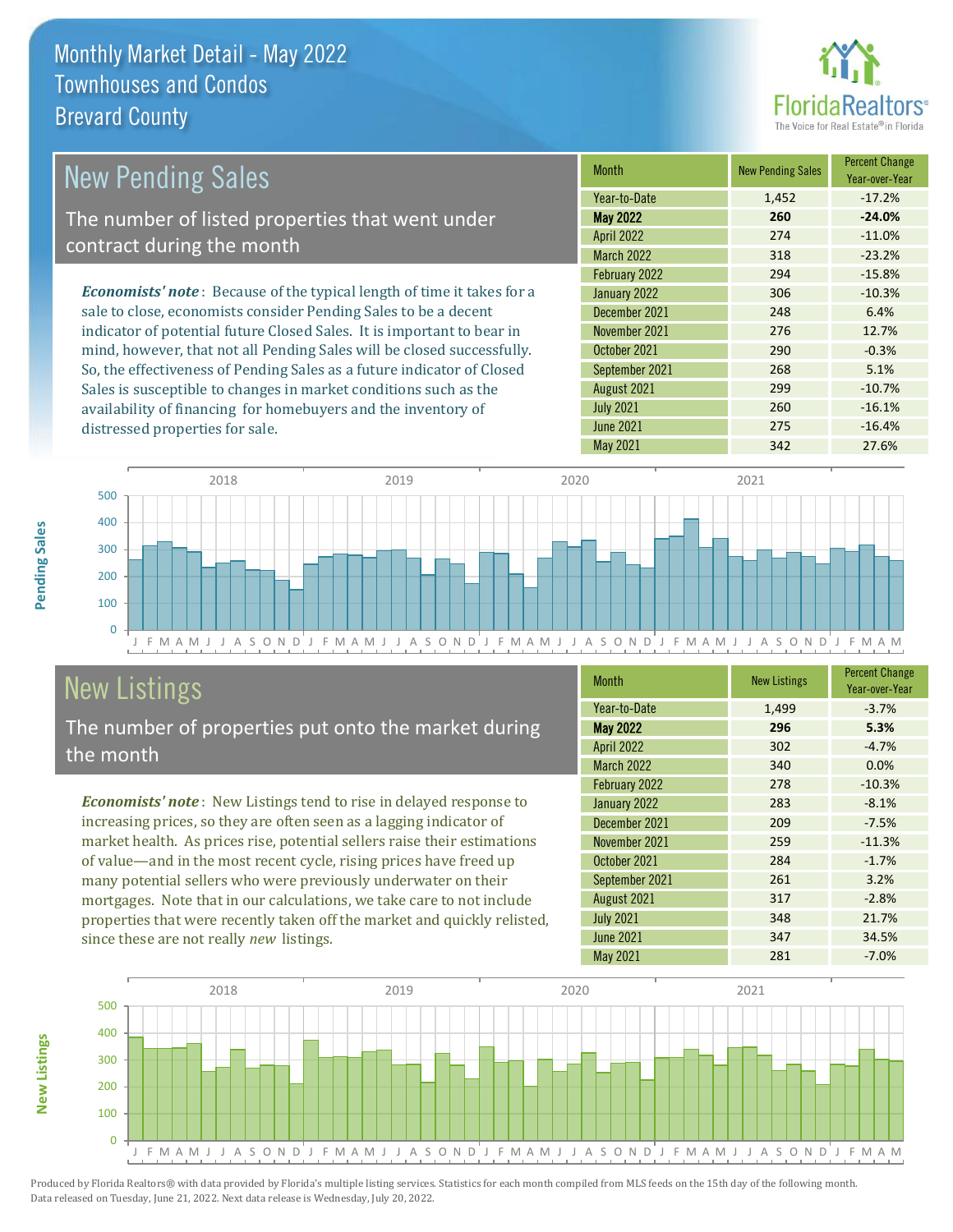# Monthly Market Detail - May 2022
## Townhouses and Condos
## Brevard County

## New Pending Sales

The number of listed properties that went under contract during the month

*Economists' note*: Because of the typical length of time it takes for a sale to close, economists consider Pending Sales to be a decent indicator of potential future Closed Sales. It is important to bear in mind, however, that not all Pending Sales will be closed successfully. So, the effectiveness of Pending Sales as a future indicator of Closed Sales is susceptible to changes in market conditions such as the availability of financing for homebuyers and the inventory of distressed properties for sale.

| Month | New Pending Sales | Percent Change Year-over-Year |
|---|---|---|
| Year-to-Date | 1,452 | -17.2% |
| **May 2022** | **260** | **-24.0%** |
| April 2022 | 274 | -11.0% |
| March 2022 | 318 | -23.2% |
| February 2022 | 294 | -15.8% |
| January 2022 | 306 | -10.3% |
| December 2021 | 248 | 6.4% |
| November 2021 | 276 | 12.7% |
| October 2021 | 290 | -0.3% |
| September 2021 | 268 | 5.1% |
| August 2021 | 299 | -10.7% |
| July 2021 | 260 | -16.1% |
| June 2021 | 275 | -16.4% |
| May 2021 | 342 | 27.6% |

## New Listings

The number of properties put onto the market during the month

*Economists' note*: New Listings tend to rise in delayed response to increasing prices, so they are often seen as a lagging indicator of market health. As prices rise, potential sellers raise their estimations of value—and in the most recent cycle, rising prices have freed up many potential sellers who were previously underwater on their mortgages. Note that in our calculations, we take care to not include properties that were recently taken off the market and quickly relisted, since these are not really *new* listings.

| Month | New Listings | Percent Change Year-over-Year |
|---|---|---|
| Year-to-Date | 1,499 | -3.7% |
| **May 2022** | **296** | **5.3%** |
| April 2022 | 302 | -4.7% |
| March 2022 | 340 | 0.0% |
| February 2022 | 278 | -10.3% |
| January 2022 | 283 | -8.1% |
| December 2021 | 209 | -7.5% |
| November 2021 | 259 | -11.3% |
| October 2021 | 284 | -1.7% |
| September 2021 | 261 | 3.2% |
| August 2021 | 317 | -2.8% |
| July 2021 | 348 | 21.7% |
| June 2021 | 347 | 34.5% |
| May 2021 | 281 | -7.0% |

Produced by Florida Realtors® with data provided by Florida's multiple listing services. Statistics for each month compiled from MLS feeds on the 15th day of the following month. Data released on Tuesday, June 21, 2022. Next data release is Wednesday, July 20, 2022.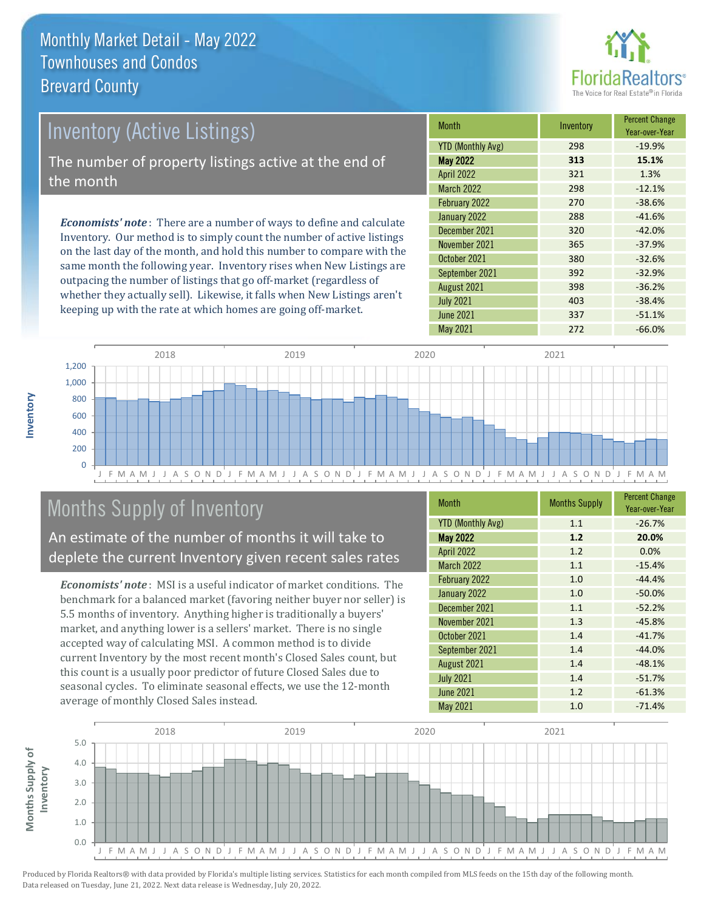# Monthly Market Detail - May 2022
## Townhouses and Condos
## Brevard County

## Inventory (Active Listings)

The number of property listings active at the end of the month

*Economists' note*: There are a number of ways to define and calculate Inventory. Our method is to simply count the number of active listings on the last day of the month, and hold this number to compare with the same month the following year. Inventory rises when New Listings are outpacing the number of listings that go off-market (regardless of whether they actually sell). Likewise, it falls when New Listings aren't keeping up with the rate at which homes are going off-market.

| Month | Inventory | Percent Change Year-over-Year |
|---|---|---|
| YTD (Monthly Avg) | 298 | -19.9% |
| **May 2022** | **313** | **15.1%** |
| April 2022 | 321 | 1.3% |
| March 2022 | 298 | -12.1% |
| February 2022 | 270 | -38.6% |
| January 2022 | 288 | -41.6% |
| December 2021 | 320 | -42.0% |
| November 2021 | 365 | -37.9% |
| October 2021 | 380 | -32.6% |
| September 2021 | 392 | -32.9% |
| August 2021 | 398 | -36.2% |
| July 2021 | 403 | -38.4% |
| June 2021 | 337 | -51.1% |
| May 2021 | 272 | -66.0% |

## Months Supply of Inventory

An estimate of the number of months it will take to deplete the current Inventory given recent sales rates

*Economists' note*: MSI is a useful indicator of market conditions. The benchmark for a balanced market (favoring neither buyer nor seller) is 5.5 months of inventory. Anything higher is traditionally a buyers' market, and anything lower is a sellers' market. There is no single accepted way of calculating MSI. A common method is to divide current Inventory by the most recent month's Closed Sales count, but this count is a usually poor predictor of future Closed Sales due to seasonal cycles. To eliminate seasonal effects, we use the 12-month average of monthly Closed Sales instead.

| Month | Months Supply | Percent Change Year-over-Year |
|---|---|---|
| YTD (Monthly Avg) | 1.1 | -26.7% |
| **May 2022** | **1.2** | **20.0%** |
| April 2022 | 1.2 | 0.0% |
| March 2022 | 1.1 | -15.4% |
| February 2022 | 1.0 | -44.4% |
| January 2022 | 1.0 | -50.0% |
| December 2021 | 1.1 | -52.2% |
| November 2021 | 1.3 | -45.8% |
| October 2021 | 1.4 | -41.7% |
| September 2021 | 1.4 | -44.0% |
| August 2021 | 1.4 | -48.1% |
| July 2021 | 1.4 | -51.7% |
| June 2021 | 1.2 | -61.3% |
| May 2021 | 1.0 | -71.4% |

Produced by Florida Realtors® with data provided by Florida's multiple listing services. Statistics for each month compiled from MLS feeds on the 15th day of the following month. Data released on Tuesday, June 21, 2022. Next data release is Wednesday, July 20, 2022.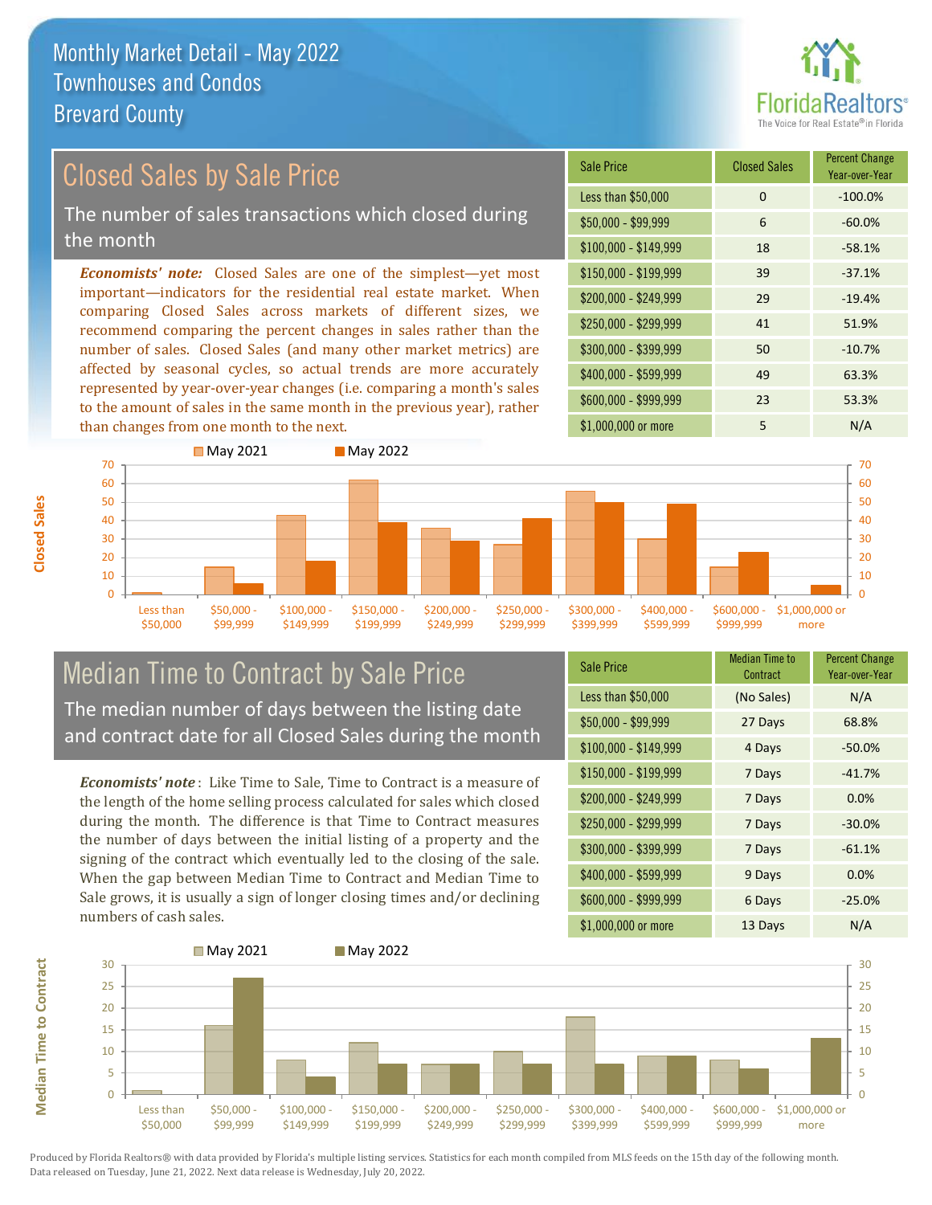# Monthly Market Detail - May 2022
## Townhouses and Condos
## Brevard County

## Closed Sales by Sale Price

The number of sales transactions which closed during the month

***Economists' note:*** Closed Sales are one of the simplest—yet most important—indicators for the residential real estate market. When comparing Closed Sales across markets of different sizes, we recommend comparing the percent changes in sales rather than the number of sales. Closed Sales (and many other market metrics) are affected by seasonal cycles, so actual trends are more accurately represented by year-over-year changes (i.e. comparing a month's sales to the amount of sales in the same month in the previous year), rather than changes from one month to the next.

| Sale Price | Closed Sales | Percent Change Year-over-Year |
|---|---|---|
| Less than $50,000 | 0 | -100.0% |
| $50,000 - $99,999 | 6 | -60.0% |
| $100,000 - $149,999 | 18 | -58.1% |
| $150,000 - $199,999 | 39 | -37.1% |
| $200,000 - $249,999 | 29 | -19.4% |
| $250,000 - $299,999 | 41 | 51.9% |
| $300,000 - $399,999 | 50 | -10.7% |
| $400,000 - $599,999 | 49 | 63.3% |
| $600,000 - $999,999 | 23 | 53.3% |
| $1,000,000 or more | 5 | N/A |

## Median Time to Contract by Sale Price

The median number of days between the listing date and contract date for all Closed Sales during the month

***Economists' note*** : Like Time to Sale, Time to Contract is a measure of the length of the home selling process calculated for sales which closed during the month. The difference is that Time to Contract measures the number of days between the initial listing of a property and the signing of the contract which eventually led to the closing of the sale. When the gap between Median Time to Contract and Median Time to Sale grows, it is usually a sign of longer closing times and/or declining numbers of cash sales.

| Sale Price | Median Time to Contract | Percent Change Year-over-Year |
|---|---|---|
| Less than $50,000 | (No Sales) | N/A |
| $50,000 - $99,999 | 27 Days | 68.8% |
| $100,000 - $149,999 | 4 Days | -50.0% |
| $150,000 - $199,999 | 7 Days | -41.7% |
| $200,000 - $249,999 | 7 Days | 0.0% |
| $250,000 - $299,999 | 7 Days | -30.0% |
| $300,000 - $399,999 | 7 Days | -61.1% |
| $400,000 - $599,999 | 9 Days | 0.0% |
| $600,000 - $999,999 | 6 Days | -25.0% |
| $1,000,000 or more | 13 Days | N/A |

Produced by Florida Realtors® with data provided by Florida's multiple listing services. Statistics for each month compiled from MLS feeds on the 15th day of the following month. Data released on Tuesday, June 21, 2022. Next data release is Wednesday, July 20, 2022.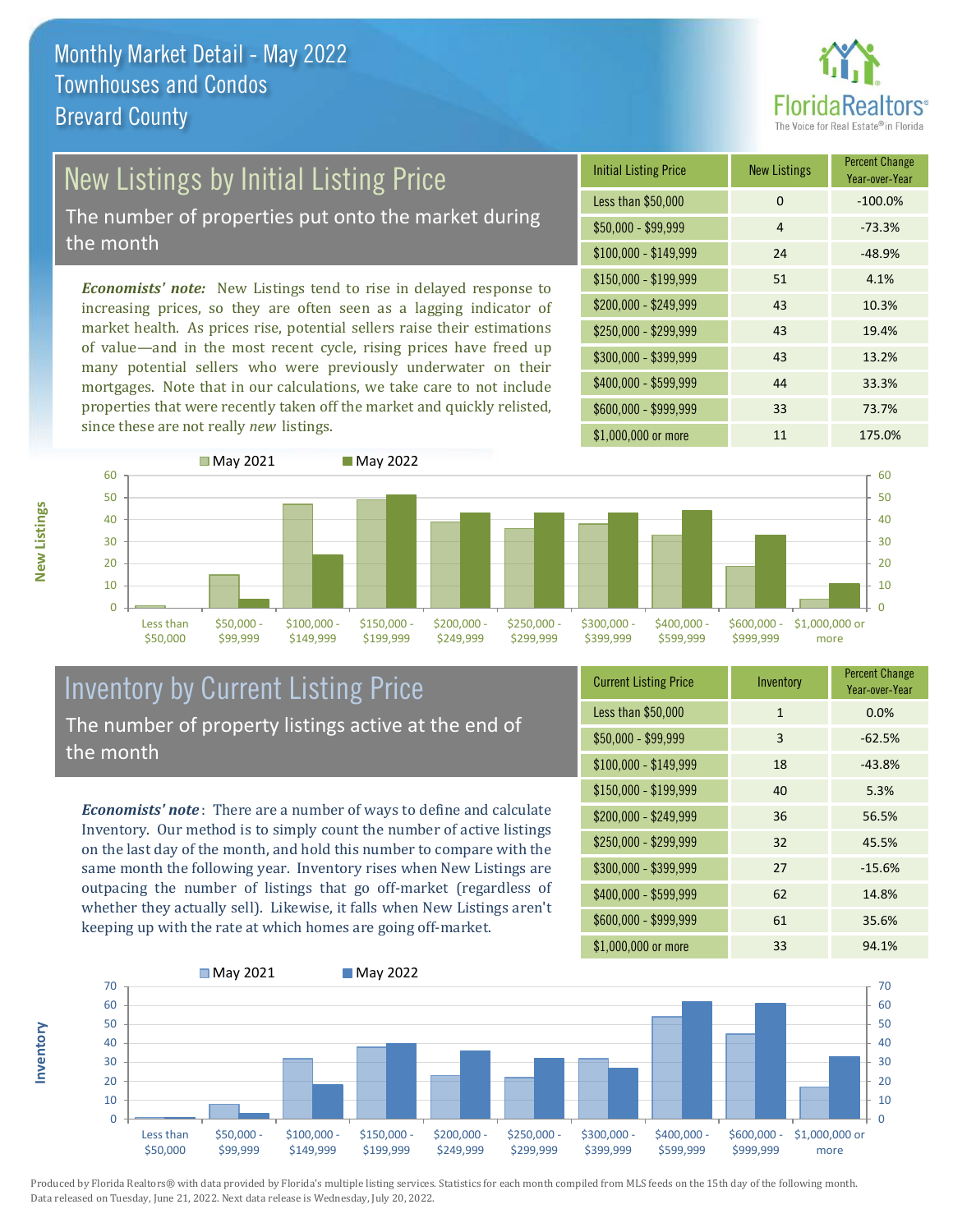# Monthly Market Detail - May 2022
## Townhouses and Condos
## Brevard County

## New Listings by Initial Listing Price

The number of properties put onto the market during the month

***Economists' note:*** New Listings tend to rise in delayed response to increasing prices, so they are often seen as a lagging indicator of market health. As prices rise, potential sellers raise their estimations of value—and in the most recent cycle, rising prices have freed up many potential sellers who were previously underwater on their mortgages. Note that in our calculations, we take care to not include properties that were recently taken off the market and quickly relisted, since these are not really *new* listings.

| Initial Listing Price | New Listings | Percent Change Year-over-Year |
|---|---|---|
| Less than $50,000 | 0 | -100.0% |
| $50,000 - $99,999 | 4 | -73.3% |
| $100,000 - $149,999 | 24 | -48.9% |
| $150,000 - $199,999 | 51 | 4.1% |
| $200,000 - $249,999 | 43 | 10.3% |
| $250,000 - $299,999 | 43 | 19.4% |
| $300,000 - $399,999 | 43 | 13.2% |
| $400,000 - $599,999 | 44 | 33.3% |
| $600,000 - $999,999 | 33 | 73.7% |
| $1,000,000 or more | 11 | 175.0% |

## Inventory by Current Listing Price

The number of property listings active at the end of the month

***Economists' note*:** There are a number of ways to define and calculate Inventory. Our method is to simply count the number of active listings on the last day of the month, and hold this number to compare with the same month the following year. Inventory rises when New Listings are outpacing the number of listings that go off-market (regardless of whether they actually sell). Likewise, it falls when New Listings aren't keeping up with the rate at which homes are going off-market.

| Current Listing Price | Inventory | Percent Change Year-over-Year |
|---|---|---|
| Less than $50,000 | 1 | 0.0% |
| $50,000 - $99,999 | 3 | -62.5% |
| $100,000 - $149,999 | 18 | -43.8% |
| $150,000 - $199,999 | 40 | 5.3% |
| $200,000 - $249,999 | 36 | 56.5% |
| $250,000 - $299,999 | 32 | 45.5% |
| $300,000 - $399,999 | 27 | -15.6% |
| $400,000 - $599,999 | 62 | 14.8% |
| $600,000 - $999,999 | 61 | 35.6% |
| $1,000,000 or more | 33 | 94.1% |

Produced by Florida Realtors® with data provided by Florida's multiple listing services. Statistics for each month compiled from MLS feeds on the 15th day of the following month. Data released on Tuesday, June 21, 2022. Next data release is Wednesday, July 20, 2022.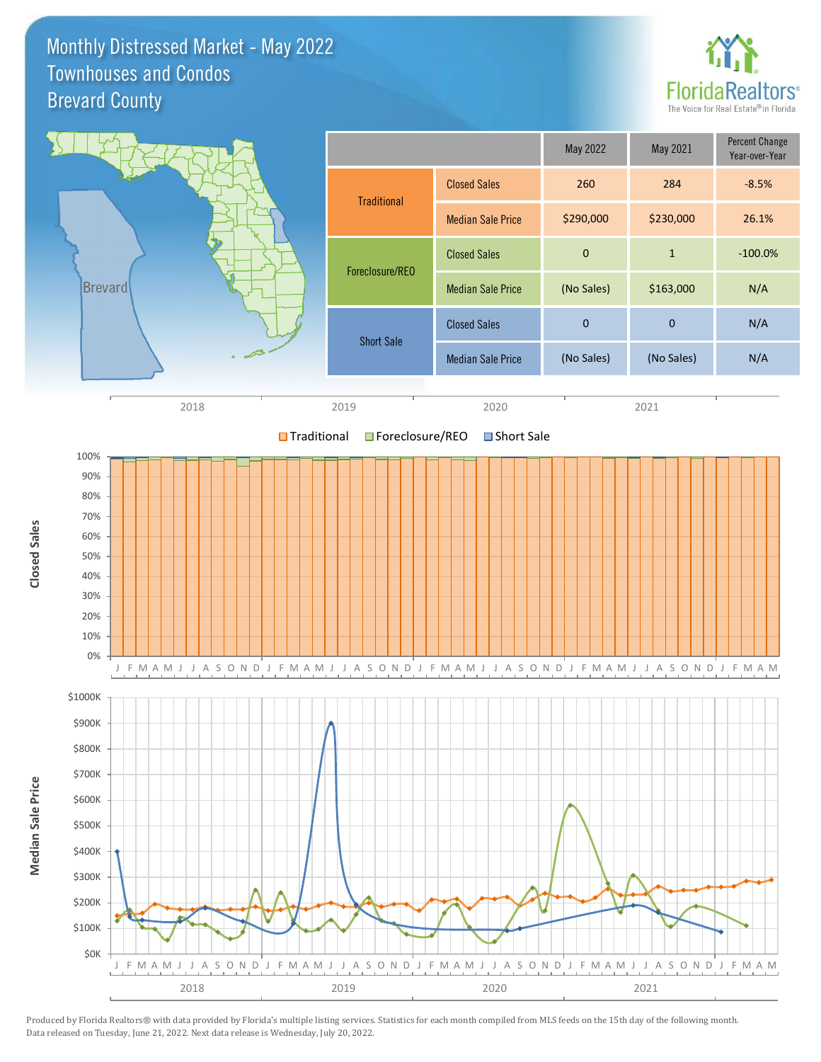# Monthly Distressed Market - May 2022
## Townhouses and Condos
## Brevard County

FloridaRealtors®
The Voice for Real Estate® in Florida

Brevard

| | | May 2022 | May 2021 | Percent Change Year-over-Year |
|---|---|---|---|---|
| Traditional | Closed Sales | 260 | 284 | -8.5% |
| | Median Sale Price | $290,000 | $230,000 | 26.1% |
| Foreclosure/REO | Closed Sales | 0 | 1 | -100.0% |
| | Median Sale Price | (No Sales) | $163,000 | N/A |
| Short Sale | Closed Sales | 0 | 0 | N/A |
| | Median Sale Price | (No Sales) | (No Sales) | N/A |

2018 2019 2020 2021

Traditional Foreclosure/REO Short Sale

Closed Sales

100% 90% 80% 70% 60% 50% 40% 30% 20% 10% 0%

J F M A M J J A S O N D J F M A M J J A S O N D J F M A M J J A S O N D J F M A M J J A S O N D J F M A M

Median Sale Price

$1000K $900K $800K $700K $600K $500K $400K $300K $200K $100K $0K

J F M A M J J A S O N D J F M A M J J A S O N D J F M A M J J A S O N D J F M A M J J A S O N D J F M A M

2018 2019 2020 2021

Produced by Florida Realtors® with data provided by Florida's multiple listing services. Statistics for each month compiled from MLS feeds on the 15th day of the following month.
Data released on Tuesday, June 21, 2022. Next data release is Wednesday, July 20, 2022.